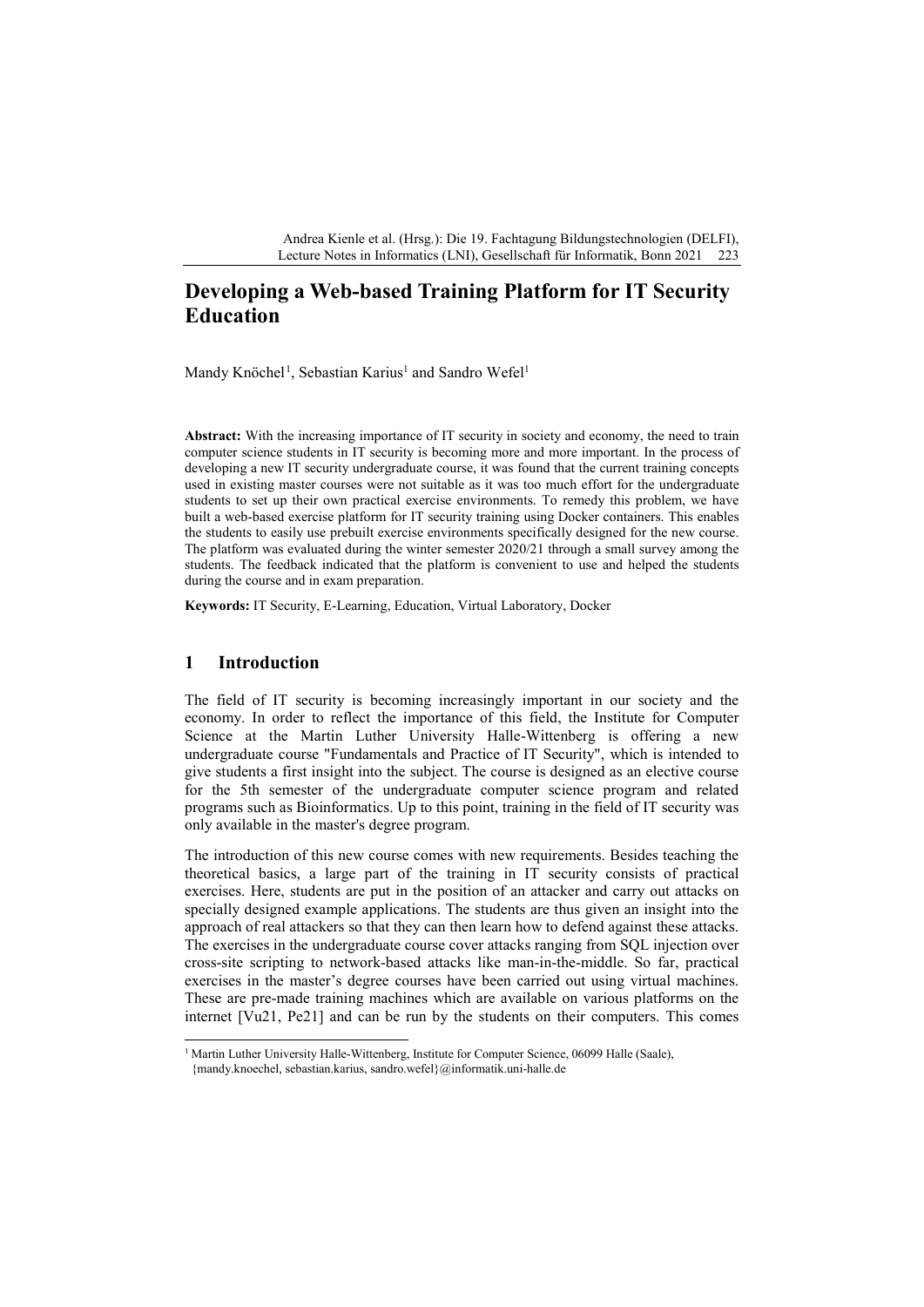# Developing a Web-based Training Platform for IT Security Education

Mandy Knöchel[1], Sebastian Karius[1] and Sandro Wefel[1]

**Abstract:** With the increasing importance of IT security in society and economy, the need to train computer science students in IT security is becoming more and more important. In the process of developing a new IT security undergraduate course, it was found that the current training concepts used in existing master courses were not suitable as it was too much effort for the undergraduate students to set up their own practical exercise environments. To remedy this problem, we have built a web-based exercise platform for IT security training using Docker containers. This enables the students to easily use prebuilt exercise environments specifically designed for the new course. The platform was evaluated during the winter semester 2020/21 through a small survey among the students. The feedback indicated that the platform is convenient to use and helped the students during the course and in exam preparation.

**Keywords:** IT Security, E-Learning, Education, Virtual Laboratory, Docker

## 1 Introduction

The field of IT security is becoming increasingly important in our society and the economy. In order to reflect the importance of this field, the Institute for Computer Science at the Martin Luther University Halle-Wittenberg is offering a new undergraduate course "Fundamentals and Practice of IT Security", which is intended to give students a first insight into the subject. The course is designed as an elective course for the 5th semester of the undergraduate computer science program and related programs such as Bioinformatics. Up to this point, training in the field of IT security was only available in the master's degree program.

The introduction of this new course comes with new requirements. Besides teaching the theoretical basics, a large part of the training in IT security consists of practical exercises. Here, students are put in the position of an attacker and carry out attacks on specially designed example applications. The students are thus given an insight into the approach of real attackers so that they can then learn how to defend against these attacks. The exercises in the undergraduate course cover attacks ranging from SQL injection over cross-site scripting to network-based attacks like man-in-the-middle. So far, practical exercises in the master's degree courses have been carried out using virtual machines. These are pre-made training machines which are available on various platforms on the internet [Vu21, Pe21] and can be run by the students on their computers. This comes

[1] Martin Luther University Halle-Wittenberg, Institute for Computer Science, 06099 Halle (Saale), {mandy.knoechel, sebastian.karius, sandro.wefel}@informatik.uni-halle.de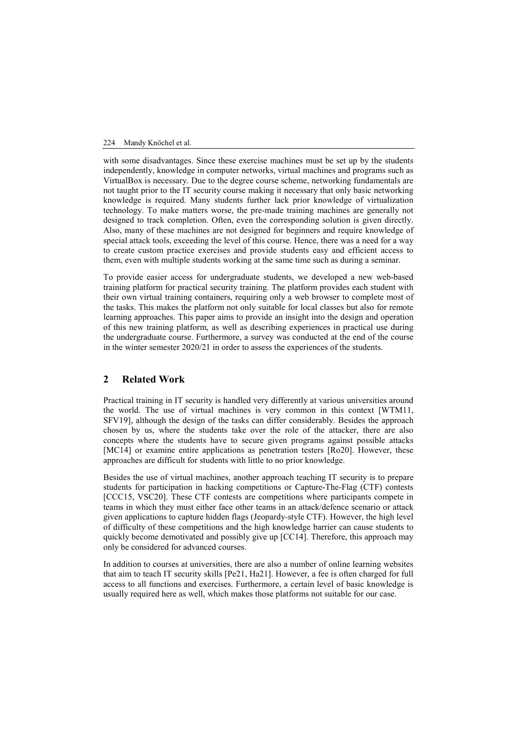with some disadvantages. Since these exercise machines must be set up by the students independently, knowledge in computer networks, virtual machines and programs such as VirtualBox is necessary. Due to the degree course scheme, networking fundamentals are not taught prior to the IT security course making it necessary that only basic networking knowledge is required. Many students further lack prior knowledge of virtualization technology. To make matters worse, the pre-made training machines are generally not designed to track completion. Often, even the corresponding solution is given directly. Also, many of these machines are not designed for beginners and require knowledge of special attack tools, exceeding the level of this course. Hence, there was a need for a way to create custom practice exercises and provide students easy and efficient access to them, even with multiple students working at the same time such as during a seminar.

To provide easier access for undergraduate students, we developed a new web-based training platform for practical security training. The platform provides each student with their own virtual training containers, requiring only a web browser to complete most of the tasks. This makes the platform not only suitable for local classes but also for remote learning approaches. This paper aims to provide an insight into the design and operation of this new training platform, as well as describing experiences in practical use during the undergraduate course. Furthermore, a survey was conducted at the end of the course in the winter semester 2020/21 in order to assess the experiences of the students.

## 2 Related Work

Practical training in IT security is handled very differently at various universities around the world. The use of virtual machines is very common in this context [WTM11, SFV19], although the design of the tasks can differ considerably. Besides the approach chosen by us, where the students take over the role of the attacker, there are also concepts where the students have to secure given programs against possible attacks [MC14] or examine entire applications as penetration testers [Ro20]. However, these approaches are difficult for students with little to no prior knowledge.

Besides the use of virtual machines, another approach teaching IT security is to prepare students for participation in hacking competitions or Capture-The-Flag (CTF) contests [CCC15, VSC20]. These CTF contests are competitions where participants compete in teams in which they must either face other teams in an attack/defence scenario or attack given applications to capture hidden flags (Jeopardy-style CTF). However, the high level of difficulty of these competitions and the high knowledge barrier can cause students to quickly become demotivated and possibly give up [CC14]. Therefore, this approach may only be considered for advanced courses.

In addition to courses at universities, there are also a number of online learning websites that aim to teach IT security skills [Pe21, Ha21]. However, a fee is often charged for full access to all functions and exercises. Furthermore, a certain level of basic knowledge is usually required here as well, which makes those platforms not suitable for our case.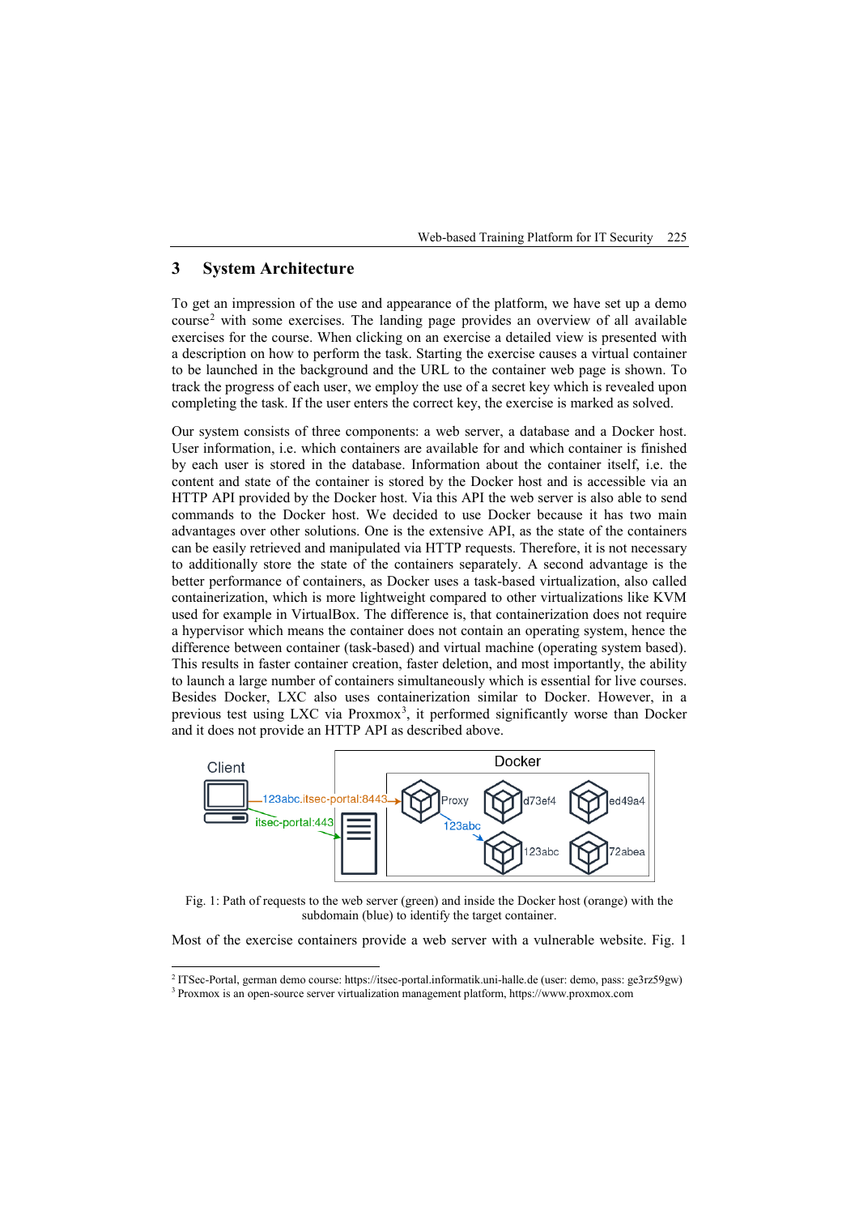## 3 System Architecture

To get an impression of the use and appearance of the platform, we have set up a demo course[2] with some exercises. The landing page provides an overview of all available exercises for the course. When clicking on an exercise a detailed view is presented with a description on how to perform the task. Starting the exercise causes a virtual container to be launched in the background and the URL to the container web page is shown. To track the progress of each user, we employ the use of a secret key which is revealed upon completing the task. If the user enters the correct key, the exercise is marked as solved.

Our system consists of three components: a web server, a database and a Docker host. User information, i.e. which containers are available for and which container is finished by each user is stored in the database. Information about the container itself, i.e. the content and state of the container is stored by the Docker host and is accessible via an HTTP API provided by the Docker host. Via this API the web server is also able to send commands to the Docker host. We decided to use Docker because it has two main advantages over other solutions. One is the extensive API, as the state of the containers can be easily retrieved and manipulated via HTTP requests. Therefore, it is not necessary to additionally store the state of the containers separately. A second advantage is the better performance of containers, as Docker uses a task-based virtualization, also called containerization, which is more lightweight compared to other virtualizations like KVM used for example in VirtualBox. The difference is, that containerization does not require a hypervisor which means the container does not contain an operating system, hence the difference between container (task-based) and virtual machine (operating system based). This results in faster container creation, faster deletion, and most importantly, the ability to launch a large number of containers simultaneously which is essential for live courses. Besides Docker, LXC also uses containerization similar to Docker. However, in a previous test using LXC via Proxmox[3], it performed significantly worse than Docker and it does not provide an HTTP API as described above.

Fig. 1: Path of requests to the web server (green) and inside the Docker host (orange) with the subdomain (blue) to identify the target container.

Most of the exercise containers provide a web server with a vulnerable website. Fig. 1

---

[2] ITSec-Portal, german demo course: https://itsec-portal.informatik.uni-halle.de (user: demo, pass: ge3rz59gw)

[3] Proxmox is an open-source server virtualization management platform, https://www.proxmox.com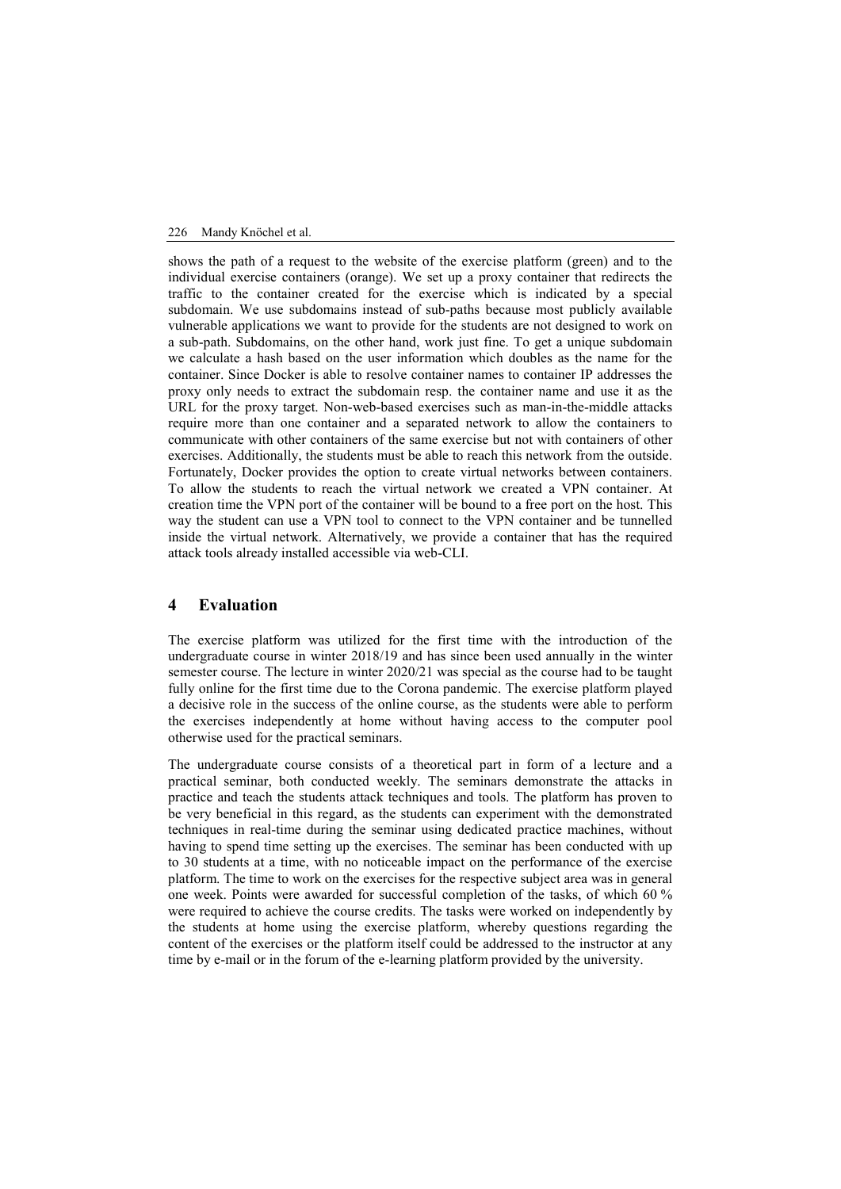shows the path of a request to the website of the exercise platform (green) and to the individual exercise containers (orange). We set up a proxy container that redirects the traffic to the container created for the exercise which is indicated by a special subdomain. We use subdomains instead of sub-paths because most publicly available vulnerable applications we want to provide for the students are not designed to work on a sub-path. Subdomains, on the other hand, work just fine. To get a unique subdomain we calculate a hash based on the user information which doubles as the name for the container. Since Docker is able to resolve container names to container IP addresses the proxy only needs to extract the subdomain resp. the container name and use it as the URL for the proxy target. Non-web-based exercises such as man-in-the-middle attacks require more than one container and a separated network to allow the containers to communicate with other containers of the same exercise but not with containers of other exercises. Additionally, the students must be able to reach this network from the outside. Fortunately, Docker provides the option to create virtual networks between containers. To allow the students to reach the virtual network we created a VPN container. At creation time the VPN port of the container will be bound to a free port on the host. This way the student can use a VPN tool to connect to the VPN container and be tunnelled inside the virtual network. Alternatively, we provide a container that has the required attack tools already installed accessible via web-CLI.

# 4 Evaluation

The exercise platform was utilized for the first time with the introduction of the undergraduate course in winter 2018/19 and has since been used annually in the winter semester course. The lecture in winter 2020/21 was special as the course had to be taught fully online for the first time due to the Corona pandemic. The exercise platform played a decisive role in the success of the online course, as the students were able to perform the exercises independently at home without having access to the computer pool otherwise used for the practical seminars.

The undergraduate course consists of a theoretical part in form of a lecture and a practical seminar, both conducted weekly. The seminars demonstrate the attacks in practice and teach the students attack techniques and tools. The platform has proven to be very beneficial in this regard, as the students can experiment with the demonstrated techniques in real-time during the seminar using dedicated practice machines, without having to spend time setting up the exercises. The seminar has been conducted with up to 30 students at a time, with no noticeable impact on the performance of the exercise platform. The time to work on the exercises for the respective subject area was in general one week. Points were awarded for successful completion of the tasks, of which 60 % were required to achieve the course credits. The tasks were worked on independently by the students at home using the exercise platform, whereby questions regarding the content of the exercises or the platform itself could be addressed to the instructor at any time by e-mail or in the forum of the e-learning platform provided by the university.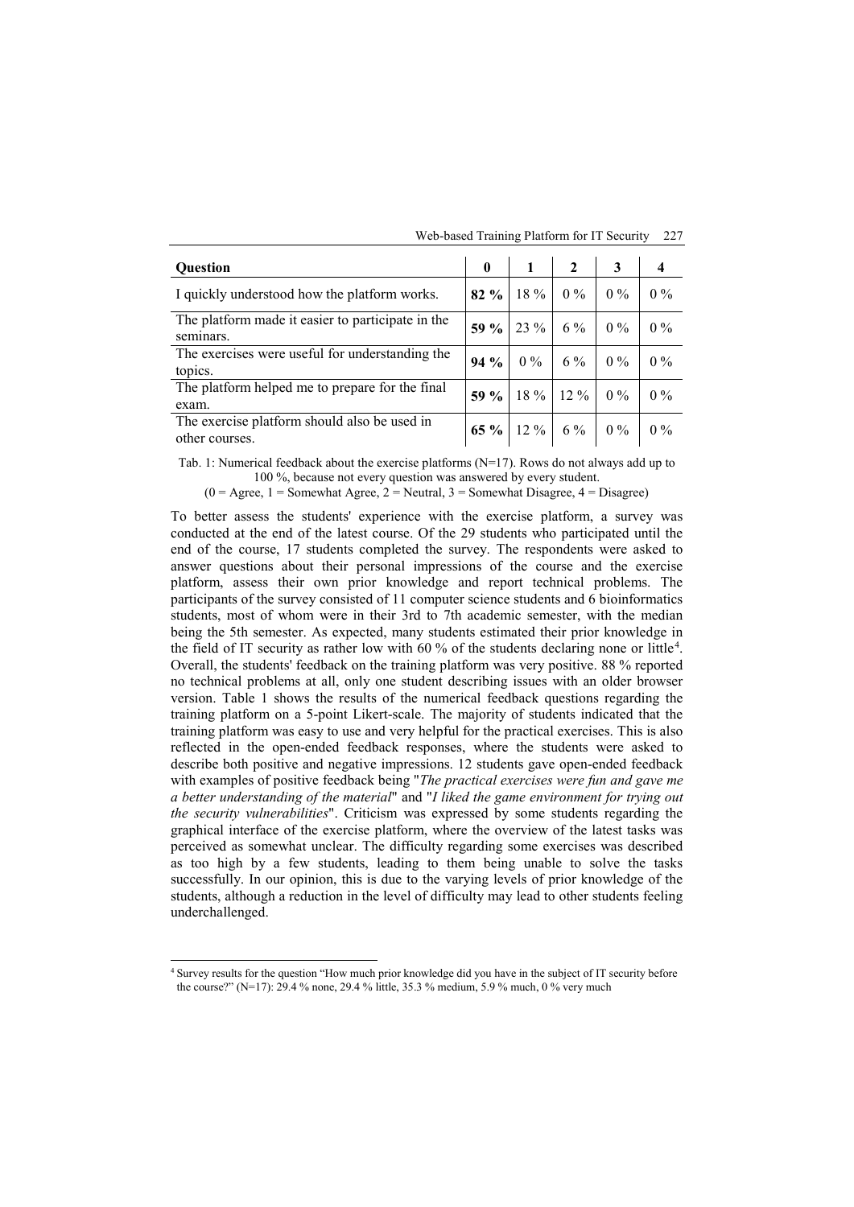| Question | 0 | 1 | 2 | 3 | 4 |
|---|---|---|---|---|---|
| I quickly understood how the platform works. | **82 %** | 18 % | 0 % | 0 % | 0 % |
| The platform made it easier to participate in the seminars. | **59 %** | 23 % | 6 % | 0 % | 0 % |
| The exercises were useful for understanding the topics. | **94 %** | 0 % | 6 % | 0 % | 0 % |
| The platform helped me to prepare for the final exam. | **59 %** | 18 % | 12 % | 0 % | 0 % |
| The exercise platform should also be used in other courses. | **65 %** | 12 % | 6 % | 0 % | 0 % |

Tab. 1: Numerical feedback about the exercise platforms (N=17). Rows do not always add up to 100 %, because not every question was answered by every student.
(0 = Agree, 1 = Somewhat Agree, 2 = Neutral, 3 = Somewhat Disagree, 4 = Disagree)

To better assess the students' experience with the exercise platform, a survey was conducted at the end of the latest course. Of the 29 students who participated until the end of the course, 17 students completed the survey. The respondents were asked to answer questions about their personal impressions of the course and the exercise platform, assess their own prior knowledge and report technical problems. The participants of the survey consisted of 11 computer science students and 6 bioinformatics students, most of whom were in their 3rd to 7th academic semester, with the median being the 5th semester. As expected, many students estimated their prior knowledge in the field of IT security as rather low with 60 % of the students declaring none or little[4]. Overall, the students' feedback on the training platform was very positive. 88 % reported no technical problems at all, only one student describing issues with an older browser version. Table 1 shows the results of the numerical feedback questions regarding the training platform on a 5-point Likert-scale. The majority of students indicated that the training platform was easy to use and very helpful for the practical exercises. This is also reflected in the open-ended feedback responses, where the students were asked to describe both positive and negative impressions. 12 students gave open-ended feedback with examples of positive feedback being "*The practical exercises were fun and gave me a better understanding of the material*" and "*I liked the game environment for trying out the security vulnerabilities*". Criticism was expressed by some students regarding the graphical interface of the exercise platform, where the overview of the latest tasks was perceived as somewhat unclear. The difficulty regarding some exercises was described as too high by a few students, leading to them being unable to solve the tasks successfully. In our opinion, this is due to the varying levels of prior knowledge of the students, although a reduction in the level of difficulty may lead to other students feeling underchallenged.

[4] Survey results for the question "How much prior knowledge did you have in the subject of IT security before the course?" (N=17): 29.4 % none, 29.4 % little, 35.3 % medium, 5.9 % much, 0 % very much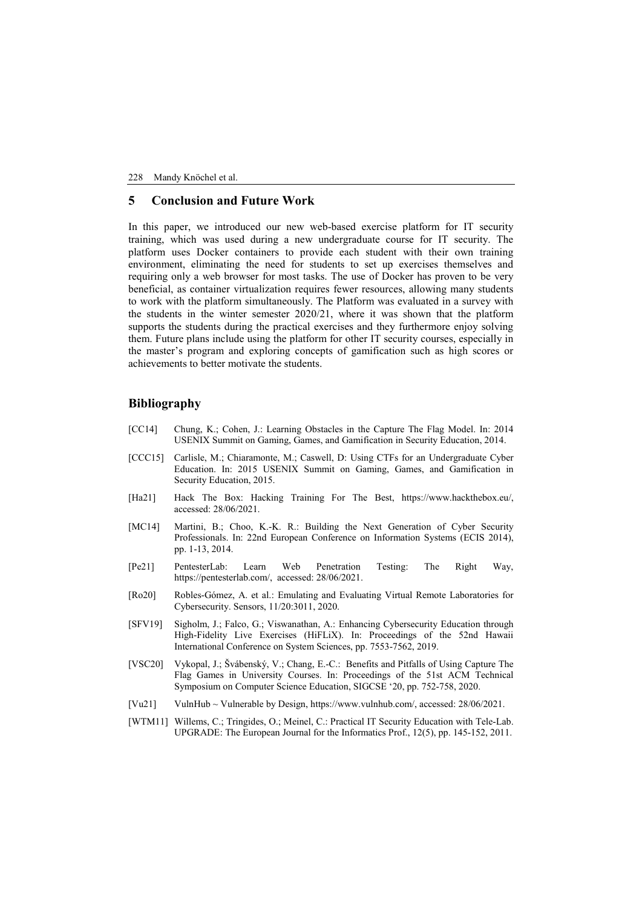## 5 Conclusion and Future Work

In this paper, we introduced our new web-based exercise platform for IT security training, which was used during a new undergraduate course for IT security. The platform uses Docker containers to provide each student with their own training environment, eliminating the need for students to set up exercises themselves and requiring only a web browser for most tasks. The use of Docker has proven to be very beneficial, as container virtualization requires fewer resources, allowing many students to work with the platform simultaneously. The Platform was evaluated in a survey with the students in the winter semester 2020/21, where it was shown that the platform supports the students during the practical exercises and they furthermore enjoy solving them. Future plans include using the platform for other IT security courses, especially in the master's program and exploring concepts of gamification such as high scores or achievements to better motivate the students.

## Bibliography

[CC14] Chung, K.; Cohen, J.: Learning Obstacles in the Capture The Flag Model. In: 2014 USENIX Summit on Gaming, Games, and Gamification in Security Education, 2014.

[CCC15] Carlisle, M.; Chiaramonte, M.; Caswell, D: Using CTFs for an Undergraduate Cyber Education. In: 2015 USENIX Summit on Gaming, Games, and Gamification in Security Education, 2015.

[Ha21] Hack The Box: Hacking Training For The Best, https://www.hackthebox.eu/, accessed: 28/06/2021.

[MC14] Martini, B.; Choo, K.-K. R.: Building the Next Generation of Cyber Security Professionals. In: 22nd European Conference on Information Systems (ECIS 2014), pp. 1-13, 2014.

[Pe21] PentesterLab: Learn Web Penetration Testing: The Right Way, https://pentesterlab.com/, accessed: 28/06/2021.

[Ro20] Robles-Gómez, A. et al.: Emulating and Evaluating Virtual Remote Laboratories for Cybersecurity. Sensors, 11/20:3011, 2020.

[SFV19] Sigholm, J.; Falco, G.; Viswanathan, A.: Enhancing Cybersecurity Education through High-Fidelity Live Exercises (HiFLiX). In: Proceedings of the 52nd Hawaii International Conference on System Sciences, pp. 7553-7562, 2019.

[VSC20] Vykopal, J.; Švábenský, V.; Chang, E.-C.: Benefits and Pitfalls of Using Capture The Flag Games in University Courses. In: Proceedings of the 51st ACM Technical Symposium on Computer Science Education, SIGCSE '20, pp. 752-758, 2020.

[Vu21] VulnHub ~ Vulnerable by Design, https://www.vulnhub.com/, accessed: 28/06/2021.

[WTM11] Willems, C.; Tringides, O.; Meinel, C.: Practical IT Security Education with Tele-Lab. UPGRADE: The European Journal for the Informatics Prof., 12(5), pp. 145-152, 2011.